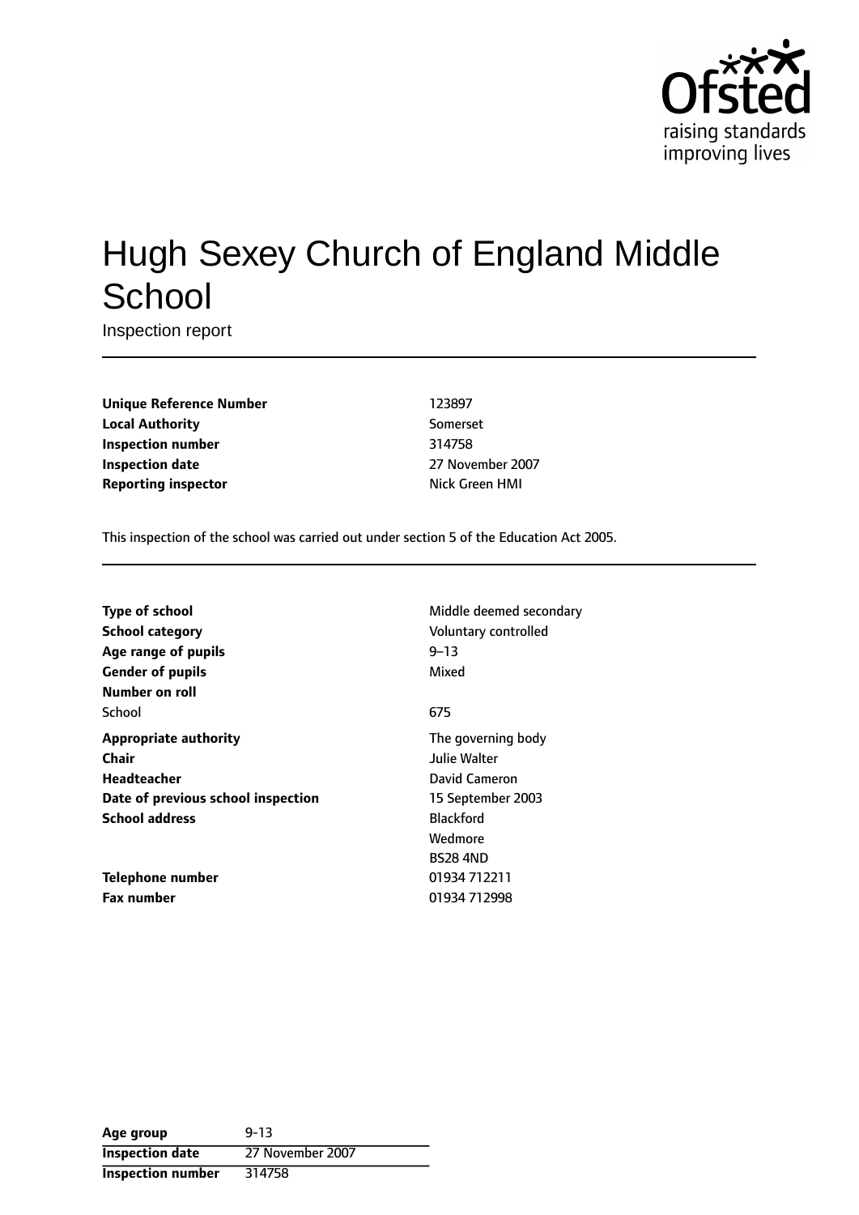# Hugh Sexey Church of England Middle School

Inspection report

| | |
|---|---|
| **Unique Reference Number** | 123897 |
| **Local Authority** | Somerset |
| **Inspection number** | 314758 |
| **Inspection date** | 27 November 2007 |
| **Reporting inspector** | Nick Green HMI |

This inspection of the school was carried out under section 5 of the Education Act 2005.

| | |
|---|---|
| **Type of school** | Middle deemed secondary |
| **School category** | Voluntary controlled |
| **Age range of pupils** | 9–13 |
| **Gender of pupils** | Mixed |
| **Number on roll** | |
| School | 675 |
| **Appropriate authority** | The governing body |
| **Chair** | Julie Walter |
| **Headteacher** | David Cameron |
| **Date of previous school inspection** | 15 September 2003 |
| **School address** | Blackford<br>Wedmore<br>BS28 4ND |
| **Telephone number** | 01934 712211 |
| **Fax number** | 01934 712998 |

| | |
|---|---|
| **Age group** | 9-13 |
| **Inspection date** | 27 November 2007 |
| **Inspection number** | 314758 |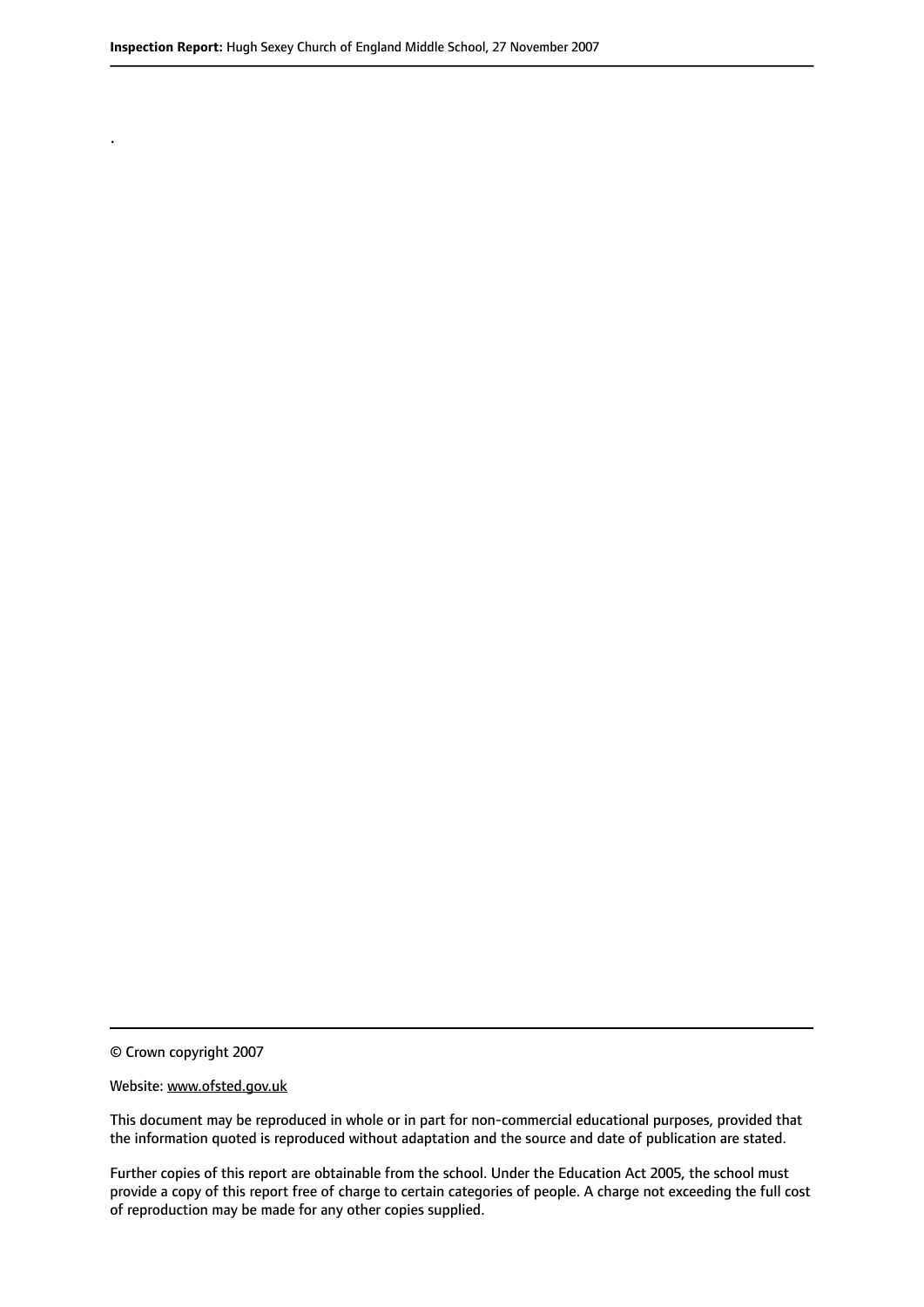.

© Crown copyright 2007

Website: www.ofsted.gov.uk

This document may be reproduced in whole or in part for non-commercial educational purposes, provided that the information quoted is reproduced without adaptation and the source and date of publication are stated.

Further copies of this report are obtainable from the school. Under the Education Act 2005, the school must provide a copy of this report free of charge to certain categories of people. A charge not exceeding the full cost of reproduction may be made for any other copies supplied.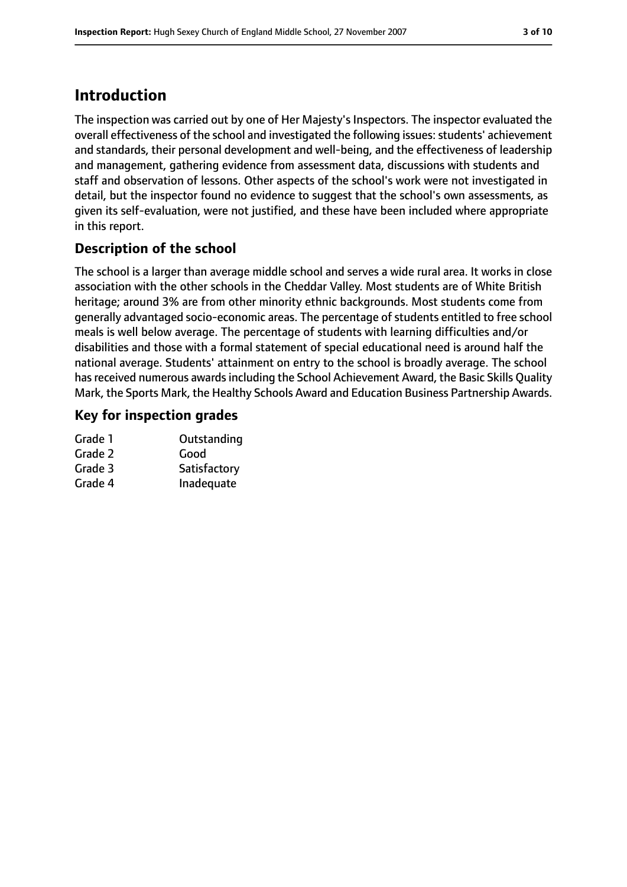# Introduction

The inspection was carried out by one of Her Majesty's Inspectors. The inspector evaluated the overall effectiveness of the school and investigated the following issues: students' achievement and standards, their personal development and well-being, and the effectiveness of leadership and management, gathering evidence from assessment data, discussions with students and staff and observation of lessons. Other aspects of the school's work were not investigated in detail, but the inspector found no evidence to suggest that the school's own assessments, as given its self-evaluation, were not justified, and these have been included where appropriate in this report.

## Description of the school

The school is a larger than average middle school and serves a wide rural area. It works in close association with the other schools in the Cheddar Valley. Most students are of White British heritage; around 3% are from other minority ethnic backgrounds. Most students come from generally advantaged socio-economic areas. The percentage of students entitled to free school meals is well below average. The percentage of students with learning difficulties and/or disabilities and those with a formal statement of special educational need is around half the national average. Students' attainment on entry to the school is broadly average. The school has received numerous awards including the School Achievement Award, the Basic Skills Quality Mark, the Sports Mark, the Healthy Schools Award and Education Business Partnership Awards.

## Key for inspection grades

| | |
|---|---|
| Grade 1 | Outstanding |
| Grade 2 | Good |
| Grade 3 | Satisfactory |
| Grade 4 | Inadequate |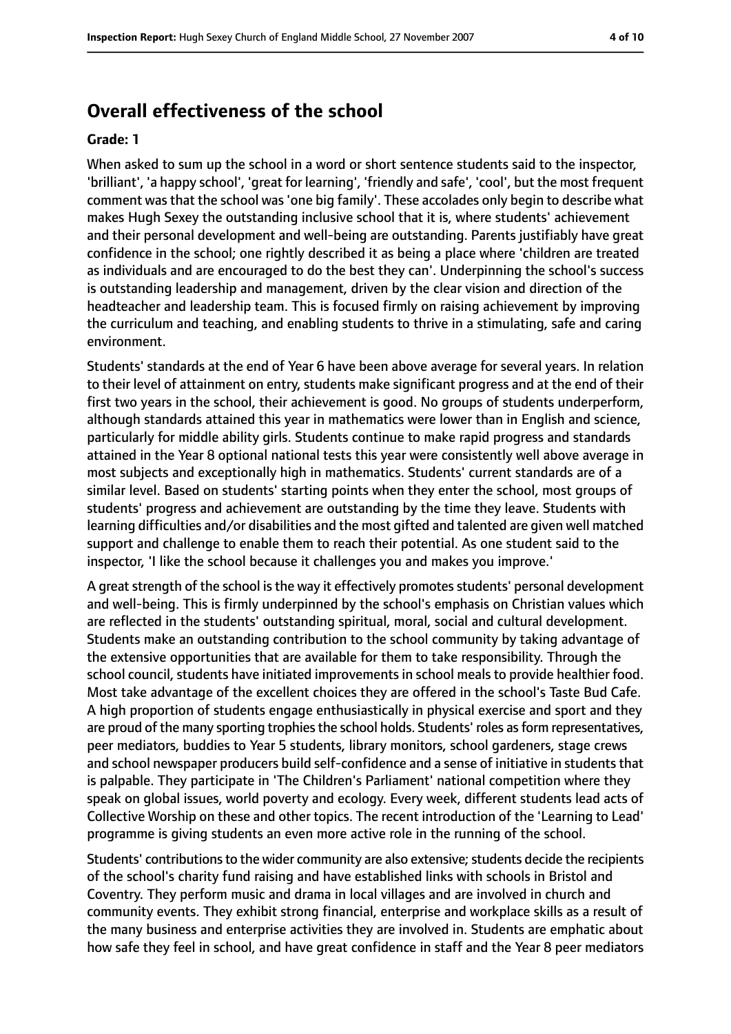## Overall effectiveness of the school

**Grade: 1**

When asked to sum up the school in a word or short sentence students said to the inspector, 'brilliant', 'a happy school', 'great for learning', 'friendly and safe', 'cool', but the most frequent comment was that the school was 'one big family'. These accolades only begin to describe what makes Hugh Sexey the outstanding inclusive school that it is, where students' achievement and their personal development and well-being are outstanding. Parents justifiably have great confidence in the school; one rightly described it as being a place where 'children are treated as individuals and are encouraged to do the best they can'. Underpinning the school's success is outstanding leadership and management, driven by the clear vision and direction of the headteacher and leadership team. This is focused firmly on raising achievement by improving the curriculum and teaching, and enabling students to thrive in a stimulating, safe and caring environment.

Students' standards at the end of Year 6 have been above average for several years. In relation to their level of attainment on entry, students make significant progress and at the end of their first two years in the school, their achievement is good. No groups of students underperform, although standards attained this year in mathematics were lower than in English and science, particularly for middle ability girls. Students continue to make rapid progress and standards attained in the Year 8 optional national tests this year were consistently well above average in most subjects and exceptionally high in mathematics. Students' current standards are of a similar level. Based on students' starting points when they enter the school, most groups of students' progress and achievement are outstanding by the time they leave. Students with learning difficulties and/or disabilities and the most gifted and talented are given well matched support and challenge to enable them to reach their potential. As one student said to the inspector, 'I like the school because it challenges you and makes you improve.'

A great strength of the school is the way it effectively promotes students' personal development and well-being. This is firmly underpinned by the school's emphasis on Christian values which are reflected in the students' outstanding spiritual, moral, social and cultural development. Students make an outstanding contribution to the school community by taking advantage of the extensive opportunities that are available for them to take responsibility. Through the school council, students have initiated improvements in school meals to provide healthier food. Most take advantage of the excellent choices they are offered in the school's Taste Bud Cafe. A high proportion of students engage enthusiastically in physical exercise and sport and they are proud of the many sporting trophies the school holds. Students' roles as form representatives, peer mediators, buddies to Year 5 students, library monitors, school gardeners, stage crews and school newspaper producers build self-confidence and a sense of initiative in students that is palpable. They participate in 'The Children's Parliament' national competition where they speak on global issues, world poverty and ecology. Every week, different students lead acts of Collective Worship on these and other topics. The recent introduction of the 'Learning to Lead' programme is giving students an even more active role in the running of the school.

Students' contributions to the wider community are also extensive; students decide the recipients of the school's charity fund raising and have established links with schools in Bristol and Coventry. They perform music and drama in local villages and are involved in church and community events. They exhibit strong financial, enterprise and workplace skills as a result of the many business and enterprise activities they are involved in. Students are emphatic about how safe they feel in school, and have great confidence in staff and the Year 8 peer mediators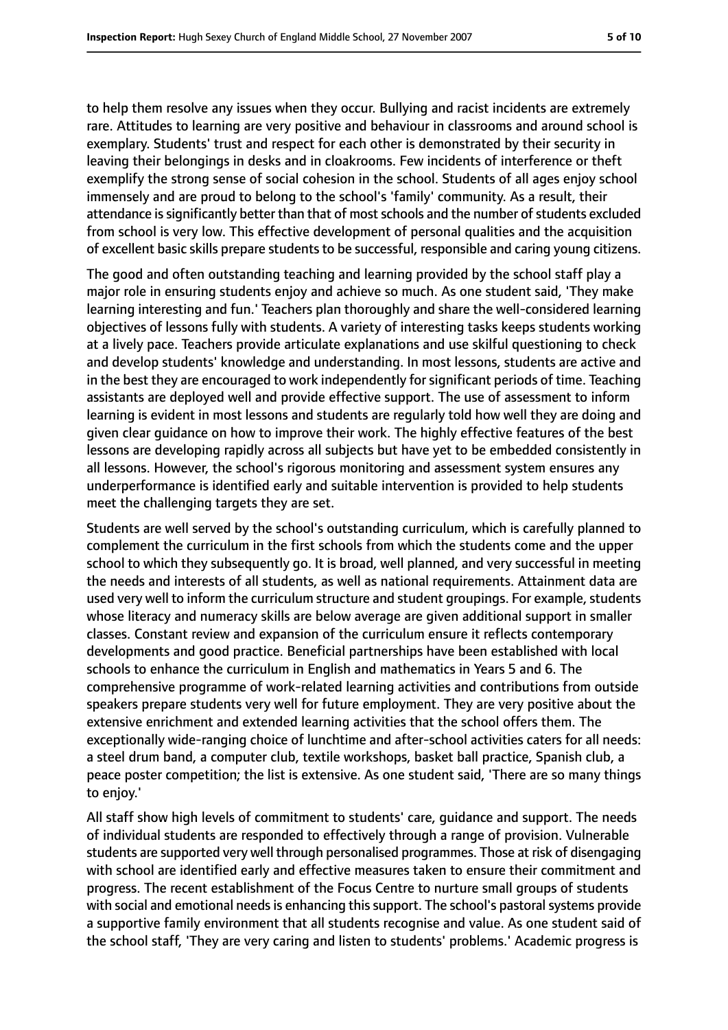to help them resolve any issues when they occur. Bullying and racist incidents are extremely rare. Attitudes to learning are very positive and behaviour in classrooms and around school is exemplary. Students' trust and respect for each other is demonstrated by their security in leaving their belongings in desks and in cloakrooms. Few incidents of interference or theft exemplify the strong sense of social cohesion in the school. Students of all ages enjoy school immensely and are proud to belong to the school's 'family' community. As a result, their attendance is significantly better than that of most schools and the number of students excluded from school is very low. This effective development of personal qualities and the acquisition of excellent basic skills prepare students to be successful, responsible and caring young citizens.

The good and often outstanding teaching and learning provided by the school staff play a major role in ensuring students enjoy and achieve so much. As one student said, 'They make learning interesting and fun.' Teachers plan thoroughly and share the well-considered learning objectives of lessons fully with students. A variety of interesting tasks keeps students working at a lively pace. Teachers provide articulate explanations and use skilful questioning to check and develop students' knowledge and understanding. In most lessons, students are active and in the best they are encouraged to work independently for significant periods of time. Teaching assistants are deployed well and provide effective support. The use of assessment to inform learning is evident in most lessons and students are regularly told how well they are doing and given clear guidance on how to improve their work. The highly effective features of the best lessons are developing rapidly across all subjects but have yet to be embedded consistently in all lessons. However, the school's rigorous monitoring and assessment system ensures any underperformance is identified early and suitable intervention is provided to help students meet the challenging targets they are set.

Students are well served by the school's outstanding curriculum, which is carefully planned to complement the curriculum in the first schools from which the students come and the upper school to which they subsequently go. It is broad, well planned, and very successful in meeting the needs and interests of all students, as well as national requirements. Attainment data are used very well to inform the curriculum structure and student groupings. For example, students whose literacy and numeracy skills are below average are given additional support in smaller classes. Constant review and expansion of the curriculum ensure it reflects contemporary developments and good practice. Beneficial partnerships have been established with local schools to enhance the curriculum in English and mathematics in Years 5 and 6. The comprehensive programme of work-related learning activities and contributions from outside speakers prepare students very well for future employment. They are very positive about the extensive enrichment and extended learning activities that the school offers them. The exceptionally wide-ranging choice of lunchtime and after-school activities caters for all needs: a steel drum band, a computer club, textile workshops, basket ball practice, Spanish club, a peace poster competition; the list is extensive. As one student said, 'There are so many things to enjoy.'

All staff show high levels of commitment to students' care, guidance and support. The needs of individual students are responded to effectively through a range of provision. Vulnerable students are supported very well through personalised programmes. Those at risk of disengaging with school are identified early and effective measures taken to ensure their commitment and progress. The recent establishment of the Focus Centre to nurture small groups of students with social and emotional needs is enhancing this support. The school's pastoral systems provide a supportive family environment that all students recognise and value. As one student said of the school staff, 'They are very caring and listen to students' problems.' Academic progress is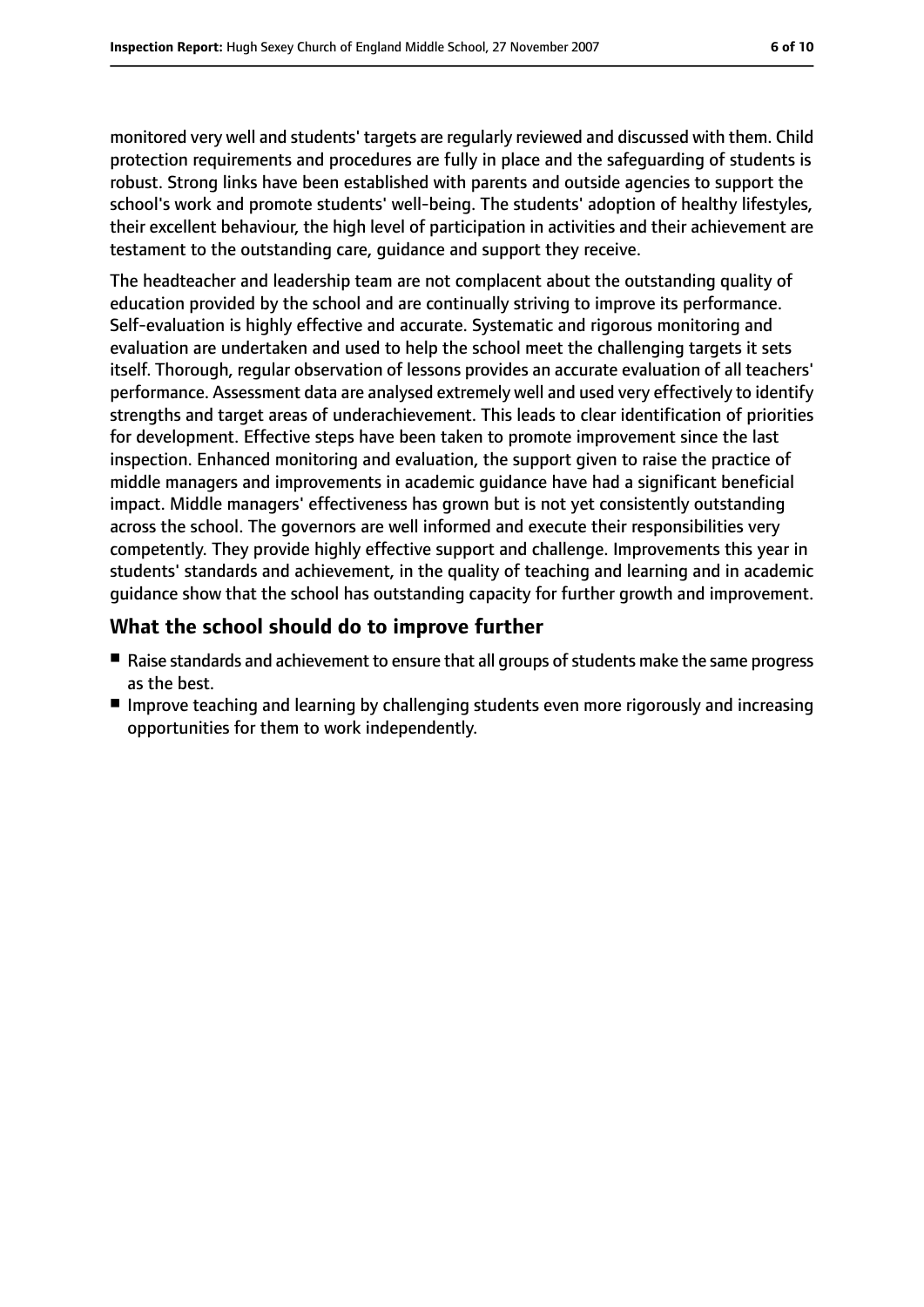monitored very well and students' targets are regularly reviewed and discussed with them. Child protection requirements and procedures are fully in place and the safeguarding of students is robust. Strong links have been established with parents and outside agencies to support the school's work and promote students' well-being. The students' adoption of healthy lifestyles, their excellent behaviour, the high level of participation in activities and their achievement are testament to the outstanding care, guidance and support they receive.

The headteacher and leadership team are not complacent about the outstanding quality of education provided by the school and are continually striving to improve its performance. Self-evaluation is highly effective and accurate. Systematic and rigorous monitoring and evaluation are undertaken and used to help the school meet the challenging targets it sets itself. Thorough, regular observation of lessons provides an accurate evaluation of all teachers' performance. Assessment data are analysed extremely well and used very effectively to identify strengths and target areas of underachievement. This leads to clear identification of priorities for development. Effective steps have been taken to promote improvement since the last inspection. Enhanced monitoring and evaluation, the support given to raise the practice of middle managers and improvements in academic guidance have had a significant beneficial impact. Middle managers' effectiveness has grown but is not yet consistently outstanding across the school. The governors are well informed and execute their responsibilities very competently. They provide highly effective support and challenge. Improvements this year in students' standards and achievement, in the quality of teaching and learning and in academic guidance show that the school has outstanding capacity for further growth and improvement.

## What the school should do to improve further

- Raise standards and achievement to ensure that all groups of students make the same progress as the best.
- Improve teaching and learning by challenging students even more rigorously and increasing opportunities for them to work independently.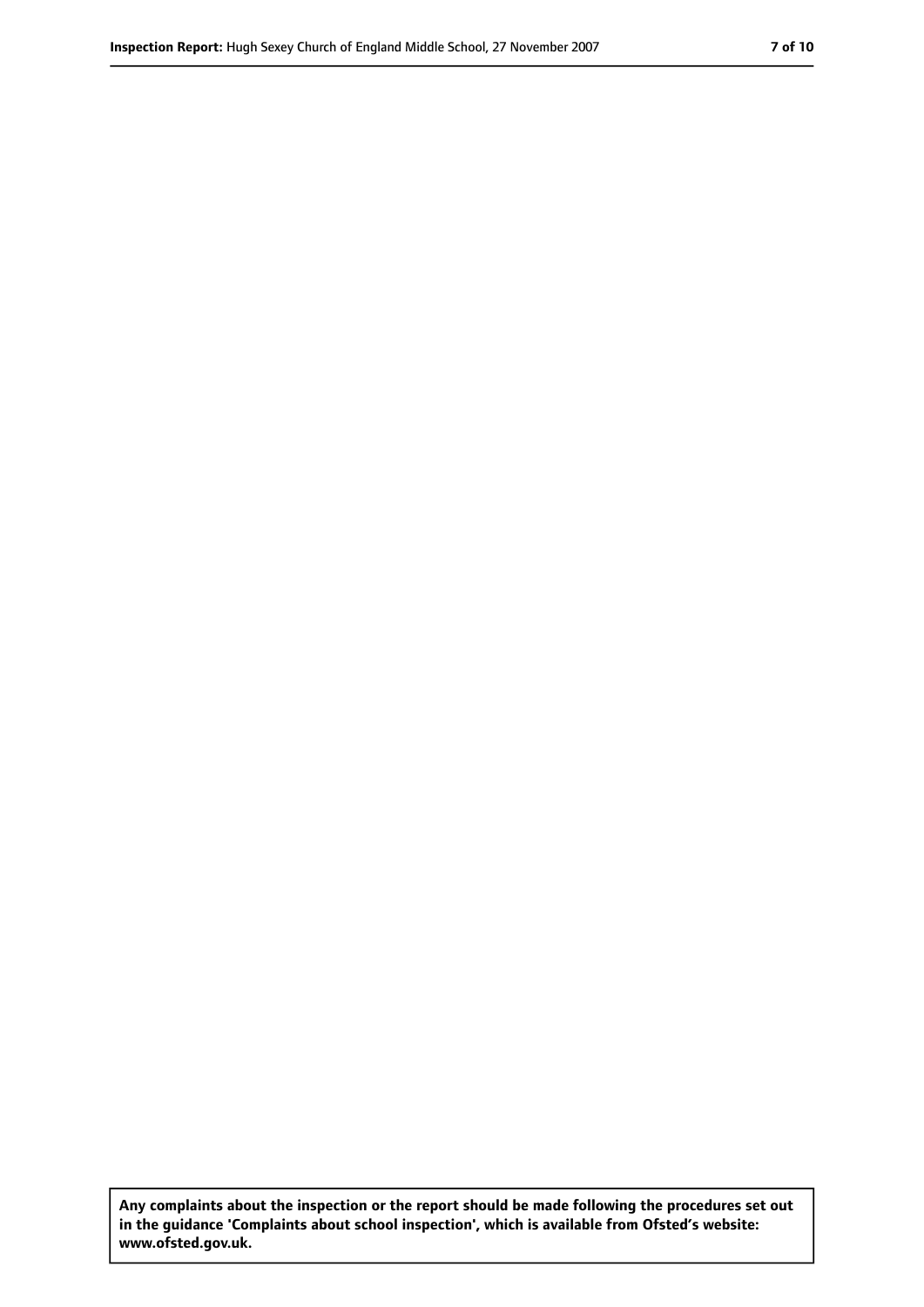**Any complaints about the inspection or the report should be made following the procedures set out in the guidance 'Complaints about school inspection', which is available from Ofsted's website: www.ofsted.gov.uk.**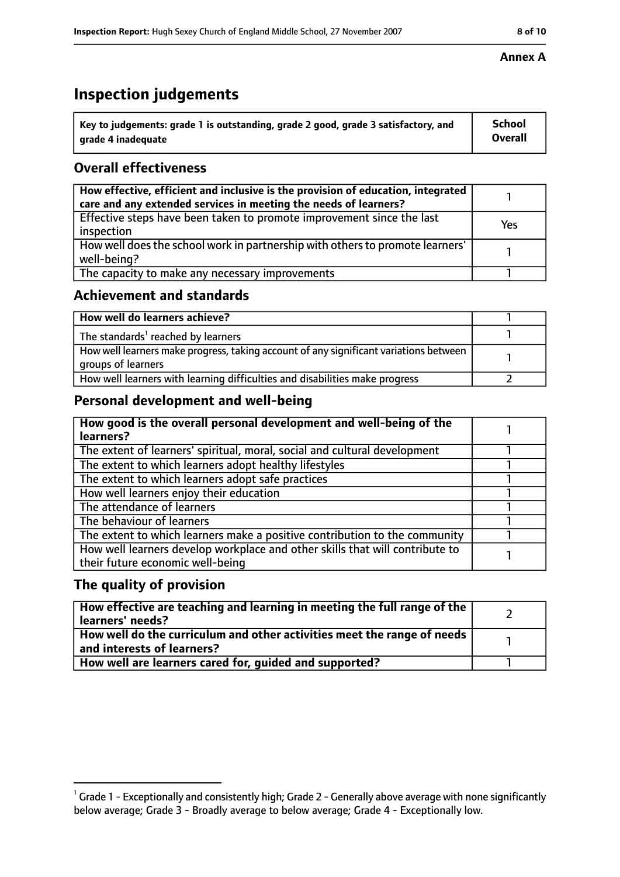**Annex A**

# Inspection judgements

| Key to judgements: grade 1 is outstanding, grade 2 good, grade 3 satisfactory, and grade 4 inadequate | School Overall |
|---|---|

## Overall effectiveness

| | |
|---|---|
| **How effective, efficient and inclusive is the provision of education, integrated care and any extended services in meeting the needs of learners?** | 1 |
| Effective steps have been taken to promote improvement since the last inspection | Yes |
| How well does the school work in partnership with others to promote learners' well-being? | 1 |
| The capacity to make any necessary improvements | 1 |

## Achievement and standards

| | |
|---|---|
| **How well do learners achieve?** | 1 |
| The standards[1] reached by learners | 1 |
| How well learners make progress, taking account of any significant variations between groups of learners | 1 |
| How well learners with learning difficulties and disabilities make progress | 2 |

## Personal development and well-being

| | |
|---|---|
| **How good is the overall personal development and well-being of the learners?** | 1 |
| The extent of learners' spiritual, moral, social and cultural development | 1 |
| The extent to which learners adopt healthy lifestyles | 1 |
| The extent to which learners adopt safe practices | 1 |
| How well learners enjoy their education | 1 |
| The attendance of learners | 1 |
| The behaviour of learners | 1 |
| The extent to which learners make a positive contribution to the community | 1 |
| How well learners develop workplace and other skills that will contribute to their future economic well-being | 1 |

## The quality of provision

| | |
|---|---|
| **How effective are teaching and learning in meeting the full range of the learners' needs?** | 2 |
| **How well do the curriculum and other activities meet the range of needs and interests of learners?** | 1 |
| **How well are learners cared for, guided and supported?** | 1 |

[1] Grade 1 - Exceptionally and consistently high; Grade 2 - Generally above average with none significantly below average; Grade 3 - Broadly average to below average; Grade 4 - Exceptionally low.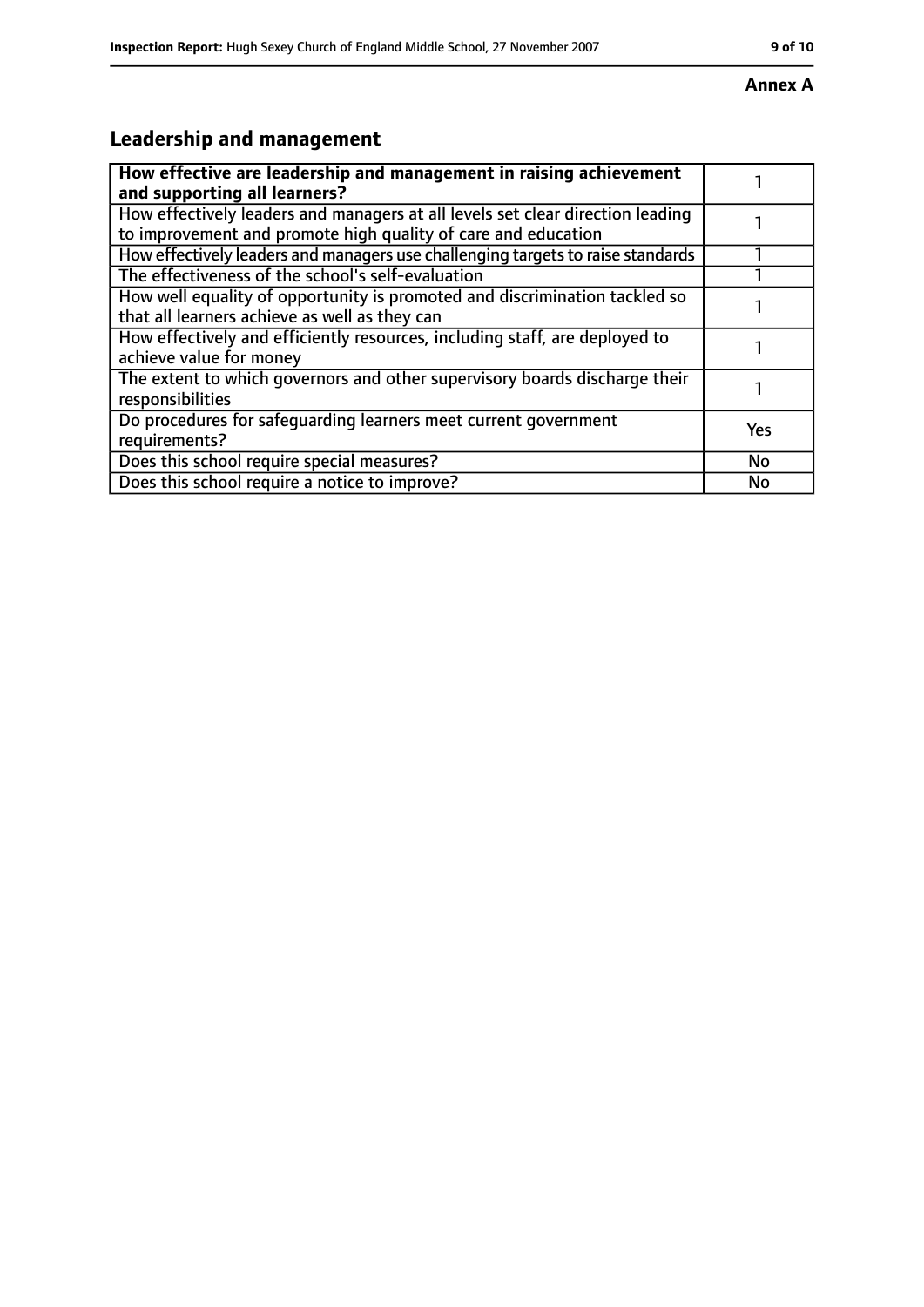**Annex A**

## Leadership and management

| How effective are leadership and management in raising achievement and supporting all learners? | 1 |
|---|---|
| How effectively leaders and managers at all levels set clear direction leading to improvement and promote high quality of care and education | 1 |
| How effectively leaders and managers use challenging targets to raise standards | 1 |
| The effectiveness of the school's self-evaluation | 1 |
| How well equality of opportunity is promoted and discrimination tackled so that all learners achieve as well as they can | 1 |
| How effectively and efficiently resources, including staff, are deployed to achieve value for money | 1 |
| The extent to which governors and other supervisory boards discharge their responsibilities | 1 |
| Do procedures for safeguarding learners meet current government requirements? | Yes |
| Does this school require special measures? | No |
| Does this school require a notice to improve? | No |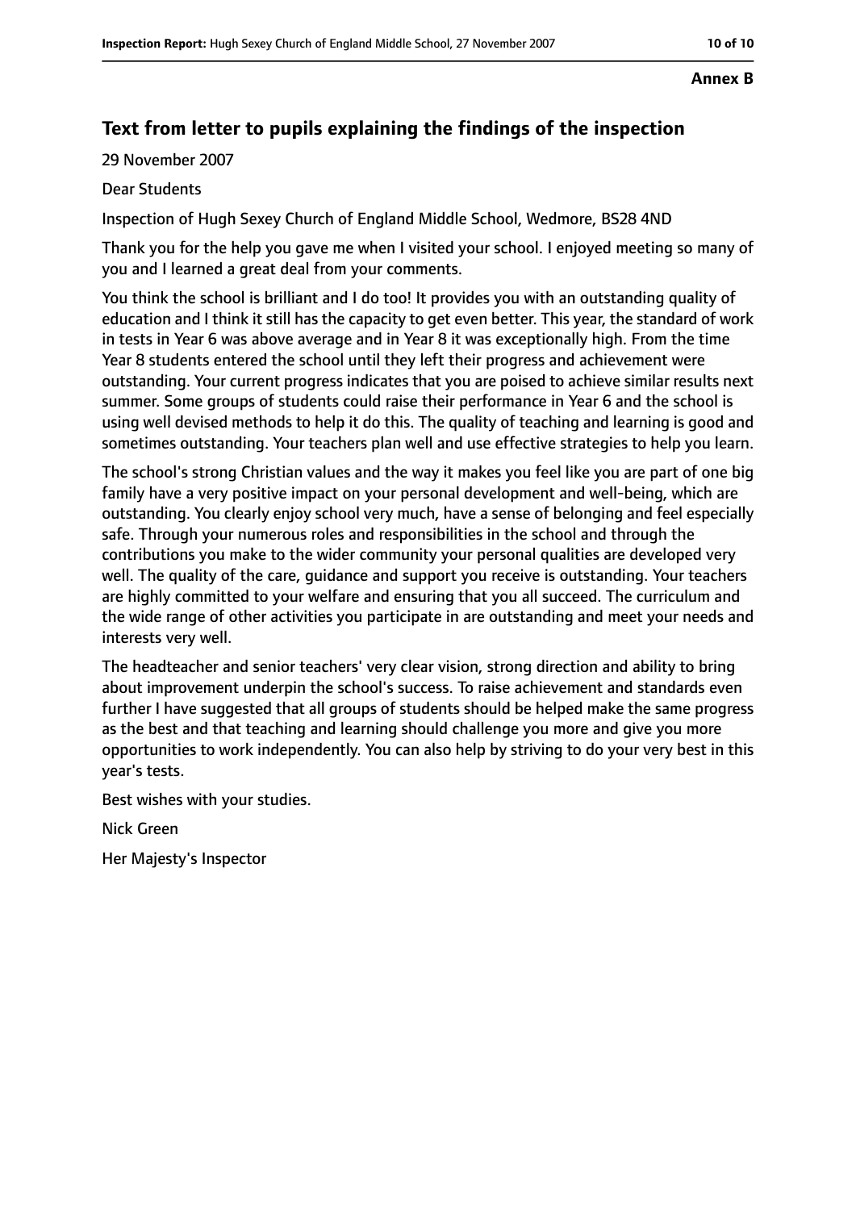**Annex B**

## Text from letter to pupils explaining the findings of the inspection

29 November 2007

Dear Students

Inspection of Hugh Sexey Church of England Middle School, Wedmore, BS28 4ND

Thank you for the help you gave me when I visited your school. I enjoyed meeting so many of you and I learned a great deal from your comments.

You think the school is brilliant and I do too! It provides you with an outstanding quality of education and I think it still has the capacity to get even better. This year, the standard of work in tests in Year 6 was above average and in Year 8 it was exceptionally high. From the time Year 8 students entered the school until they left their progress and achievement were outstanding. Your current progress indicates that you are poised to achieve similar results next summer. Some groups of students could raise their performance in Year 6 and the school is using well devised methods to help it do this. The quality of teaching and learning is good and sometimes outstanding. Your teachers plan well and use effective strategies to help you learn.

The school's strong Christian values and the way it makes you feel like you are part of one big family have a very positive impact on your personal development and well-being, which are outstanding. You clearly enjoy school very much, have a sense of belonging and feel especially safe. Through your numerous roles and responsibilities in the school and through the contributions you make to the wider community your personal qualities are developed very well. The quality of the care, guidance and support you receive is outstanding. Your teachers are highly committed to your welfare and ensuring that you all succeed. The curriculum and the wide range of other activities you participate in are outstanding and meet your needs and interests very well.

The headteacher and senior teachers' very clear vision, strong direction and ability to bring about improvement underpin the school's success. To raise achievement and standards even further I have suggested that all groups of students should be helped make the same progress as the best and that teaching and learning should challenge you more and give you more opportunities to work independently. You can also help by striving to do your very best in this year's tests.

Best wishes with your studies.

Nick Green

Her Majesty's Inspector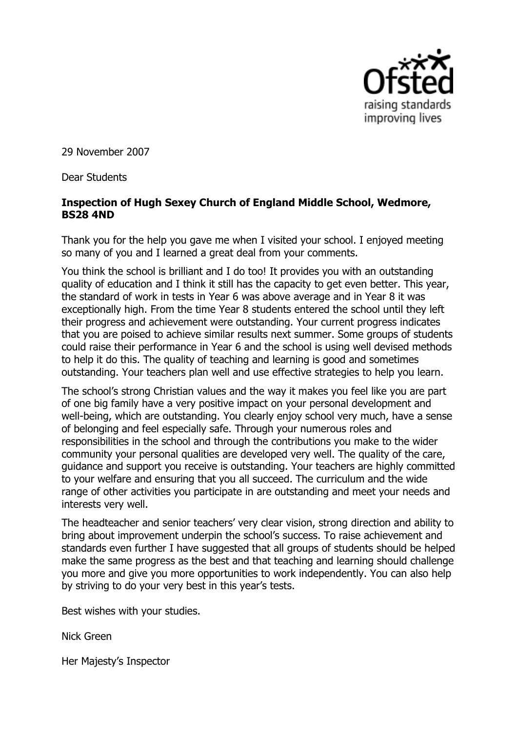29 November 2007

Dear Students

**Inspection of Hugh Sexey Church of England Middle School, Wedmore, BS28 4ND**

Thank you for the help you gave me when I visited your school. I enjoyed meeting so many of you and I learned a great deal from your comments.

You think the school is brilliant and I do too! It provides you with an outstanding quality of education and I think it still has the capacity to get even better. This year, the standard of work in tests in Year 6 was above average and in Year 8 it was exceptionally high. From the time Year 8 students entered the school until they left their progress and achievement were outstanding. Your current progress indicates that you are poised to achieve similar results next summer. Some groups of students could raise their performance in Year 6 and the school is using well devised methods to help it do this. The quality of teaching and learning is good and sometimes outstanding. Your teachers plan well and use effective strategies to help you learn.

The school's strong Christian values and the way it makes you feel like you are part of one big family have a very positive impact on your personal development and well-being, which are outstanding. You clearly enjoy school very much, have a sense of belonging and feel especially safe. Through your numerous roles and responsibilities in the school and through the contributions you make to the wider community your personal qualities are developed very well. The quality of the care, guidance and support you receive is outstanding. Your teachers are highly committed to your welfare and ensuring that you all succeed. The curriculum and the wide range of other activities you participate in are outstanding and meet your needs and interests very well.

The headteacher and senior teachers' very clear vision, strong direction and ability to bring about improvement underpin the school's success. To raise achievement and standards even further I have suggested that all groups of students should be helped make the same progress as the best and that teaching and learning should challenge you more and give you more opportunities to work independently. You can also help by striving to do your very best in this year's tests.

Best wishes with your studies.

Nick Green

Her Majesty's Inspector